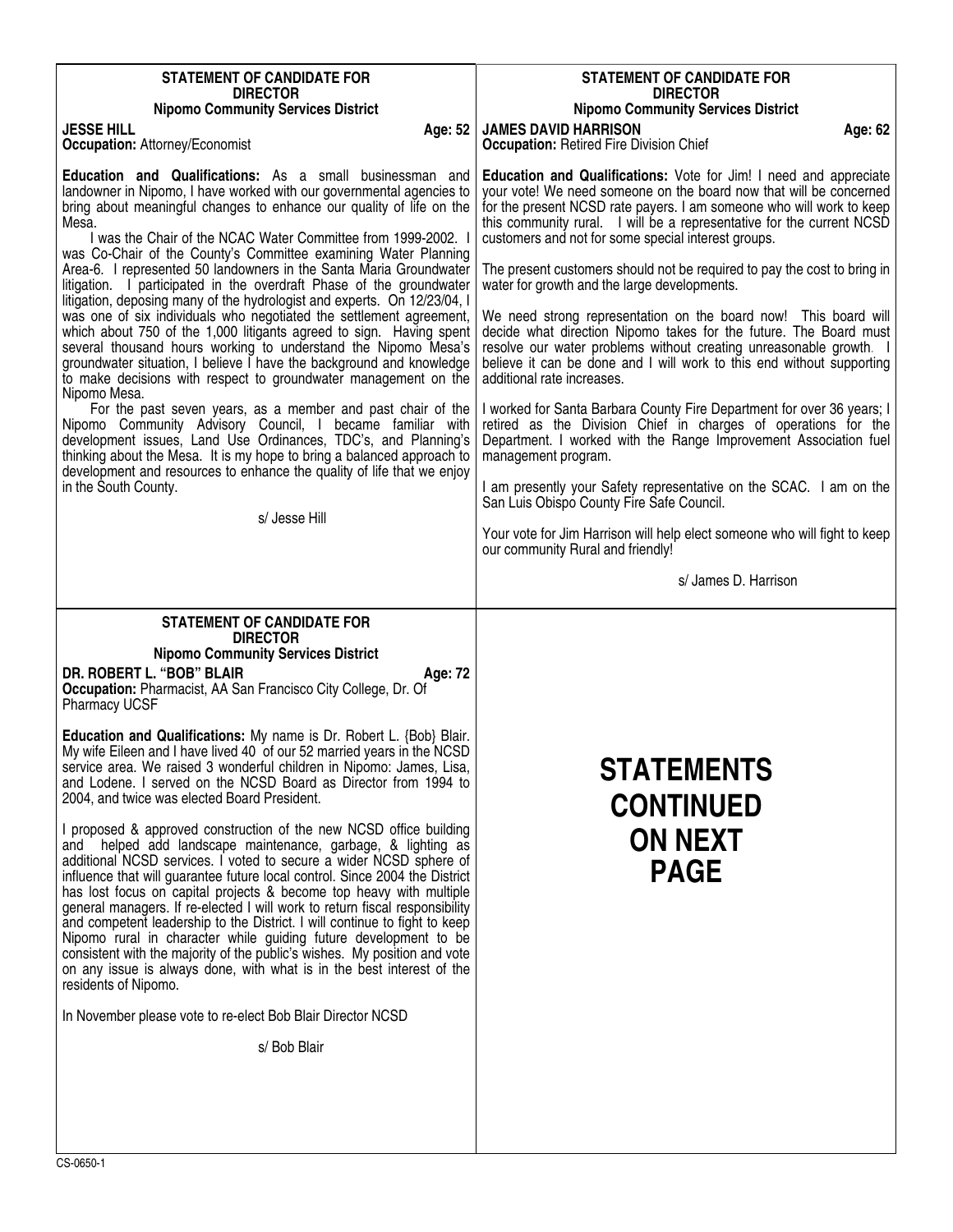## STATEMENT OF CANDIDATE FOR DIRECTOR
### Nipomo Community Services District

**JESSE HILL** **Age: 52**
**Occupation:** Attorney/Economist

**Education and Qualifications:** As a small businessman and landowner in Nipomo, I have worked with our governmental agencies to bring about meaningful changes to enhance our quality of life on the Mesa.

I was the Chair of the NCAC Water Committee from 1999-2002. I was Co-Chair of the County's Committee examining Water Planning Area-6. I represented 50 landowners in the Santa Maria Groundwater litigation. I participated in the overdraft Phase of the groundwater litigation, deposing many of the hydrologist and experts. On 12/23/04, I was one of six individuals who negotiated the settlement agreement, which about 750 of the 1,000 litigants agreed to sign. Having spent several thousand hours working to understand the Nipomo Mesa's groundwater situation, I believe I have the background and knowledge to make decisions with respect to groundwater management on the Nipomo Mesa.

For the past seven years, as a member and past chair of the Nipomo Community Advisory Council, I became familiar with development issues, Land Use Ordinances, TDC's, and Planning's thinking about the Mesa. It is my hope to bring a balanced approach to development and resources to enhance the quality of life that we enjoy in the South County.

s/ Jesse Hill

## STATEMENT OF CANDIDATE FOR DIRECTOR
### Nipomo Community Services District

**JAMES DAVID HARRISON** **Age: 62**
**Occupation:** Retired Fire Division Chief

**Education and Qualifications:** Vote for Jim! I need and appreciate your vote! We need someone on the board now that will be concerned for the present NCSD rate payers. I am someone who will work to keep this community rural. I will be a representative for the current NCSD customers and not for some special interest groups.

The present customers should not be required to pay the cost to bring in water for growth and the large developments.

We need strong representation on the board now! This board will decide what direction Nipomo takes for the future. The Board must resolve our water problems without creating unreasonable growth. I believe it can be done and I will work to this end without supporting additional rate increases.

I worked for Santa Barbara County Fire Department for over 36 years; I retired as the Division Chief in charges of operations for the Department. I worked with the Range Improvement Association fuel management program.

I am presently your Safety representative on the SCAC. I am on the San Luis Obispo County Fire Safe Council.

Your vote for Jim Harrison will help elect someone who will fight to keep our community Rural and friendly!

s/ James D. Harrison

## STATEMENT OF CANDIDATE FOR DIRECTOR
### Nipomo Community Services District

**DR. ROBERT L. "BOB" BLAIR** **Age: 72**
**Occupation:** Pharmacist, AA San Francisco City College, Dr. Of Pharmacy UCSF

**Education and Qualifications:** My name is Dr. Robert L. {Bob} Blair. My wife Eileen and I have lived 40 of our 52 married years in the NCSD service area. We raised 3 wonderful children in Nipomo: James, Lisa, and Lodene. I served on the NCSD Board as Director from 1994 to 2004, and twice was elected Board President.

I proposed & approved construction of the new NCSD office building and helped add landscape maintenance, garbage, & lighting as additional NCSD services. I voted to secure a wider NCSD sphere of influence that will guarantee future local control. Since 2004 the District has lost focus on capital projects & become top heavy with multiple general managers. If re-elected I will work to return fiscal responsibility and competent leadership to the District. I will continue to fight to keep Nipomo rural in character while guiding future development to be consistent with the majority of the public's wishes. My position and vote on any issue is always done, with what is in the best interest of the residents of Nipomo.

In November please vote to re-elect Bob Blair Director NCSD

s/ Bob Blair

# STATEMENTS CONTINUED ON NEXT PAGE

CS-0650-1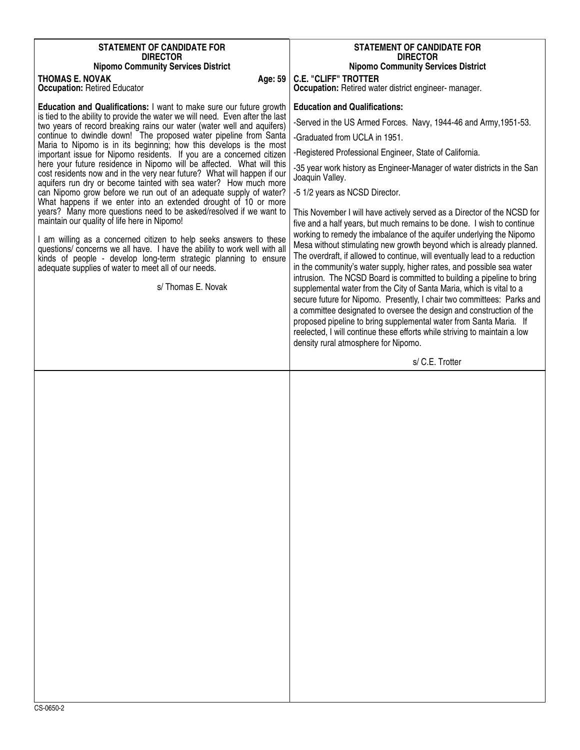## STATEMENT OF CANDIDATE FOR DIRECTOR
### Nipomo Community Services District

**THOMAS E. NOVAK** **Age: 59**
**Occupation:** Retired Educator

**Education and Qualifications:** I want to make sure our future growth is tied to the ability to provide the water we will need. Even after the last two years of record breaking rains our water (water well and aquifers) continue to dwindle down! The proposed water pipeline from Santa Maria to Nipomo is in its beginning; how this develops is the most important issue for Nipomo residents. If you are a concerned citizen here your future residence in Nipomo will be affected. What will this cost residents now and in the very near future? What will happen if our aquifers run dry or become tainted with sea water? How much more can Nipomo grow before we run out of an adequate supply of water? What happens if we enter into an extended drought of 10 or more years? Many more questions need to be asked/resolved if we want to maintain our quality of life here in Nipomo!

I am willing as a concerned citizen to help seeks answers to these questions/ concerns we all have. I have the ability to work well with all kinds of people - develop long-term strategic planning to ensure adequate supplies of water to meet all of our needs.

s/ Thomas E. Novak

## STATEMENT OF CANDIDATE FOR DIRECTOR
### Nipomo Community Services District

**C.E. "CLIFF" TROTTER**
**Occupation:** Retired water district engineer- manager.

**Education and Qualifications:**

-Served in the US Armed Forces. Navy, 1944-46 and Army,1951-53.

-Graduated from UCLA in 1951.

-Registered Professional Engineer, State of California.

-35 year work history as Engineer-Manager of water districts in the San Joaquin Valley.

-5 1/2 years as NCSD Director.

This November I will have actively served as a Director of the NCSD for five and a half years, but much remains to be done. I wish to continue working to remedy the imbalance of the aquifer underlying the Nipomo Mesa without stimulating new growth beyond which is already planned. The overdraft, if allowed to continue, will eventually lead to a reduction in the community's water supply, higher rates, and possible sea water intrusion. The NCSD Board is committed to building a pipeline to bring supplemental water from the City of Santa Maria, which is vital to a secure future for Nipomo. Presently, I chair two committees: Parks and a committee designated to oversee the design and construction of the proposed pipeline to bring supplemental water from Santa Maria. If reelected, I will continue these efforts while striving to maintain a low density rural atmosphere for Nipomo.

s/ C.E. Trotter

CS-0650-2